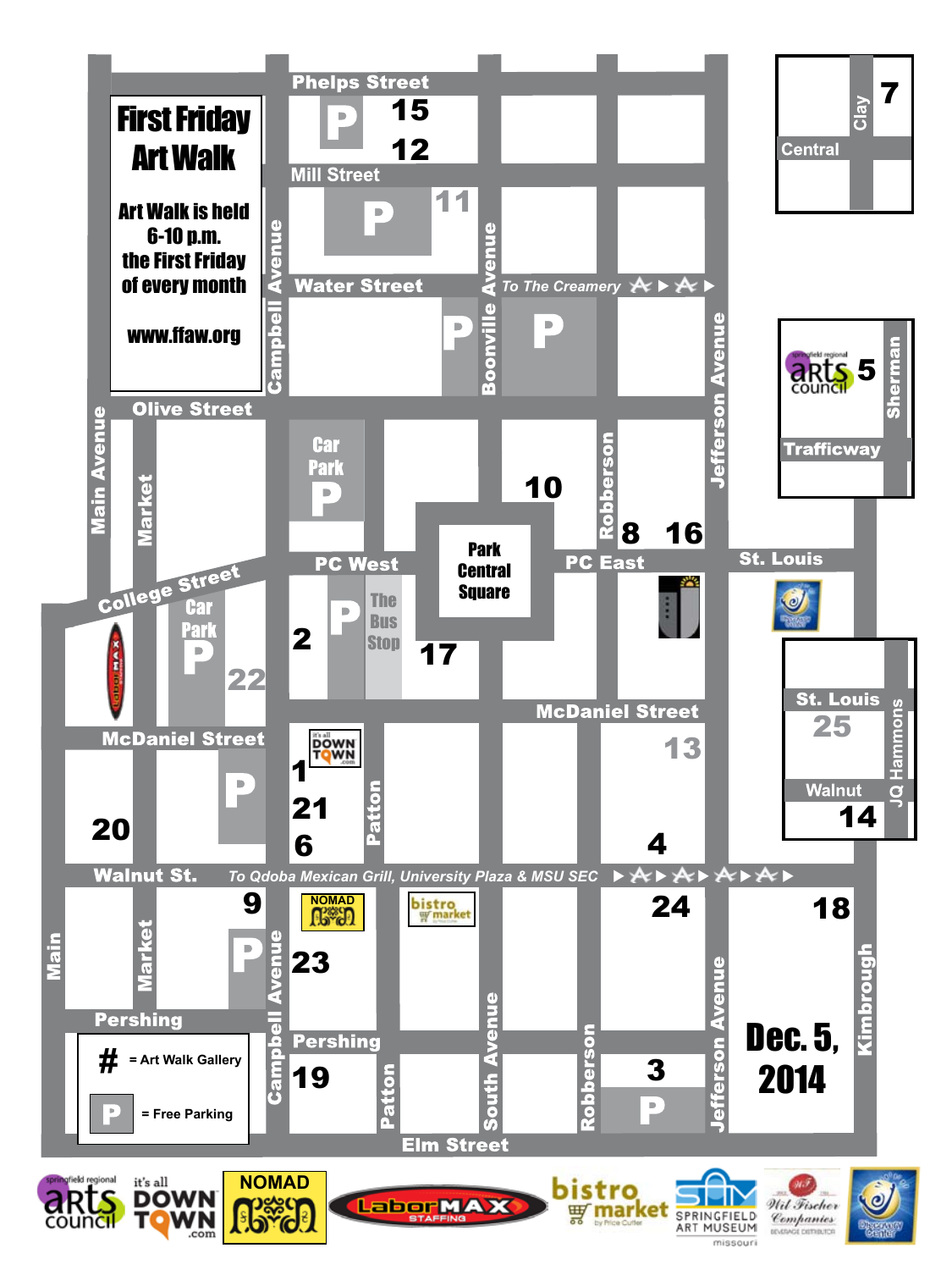# First Friday Art Walk

Art Walk is held 6-10 p.m. the First Friday of every month

www.ffaw.org

**Dec. 5, 2014**

Phelps Street · Mill Street · Water Street · Olive Street · College Street · PC West · PC East · St. Louis · McDaniel Street · Walnut St. · Pershing · Elm Street · Trafficway · Central · Walnut

Main Avenue · Market · Campbell Avenue · Boonville Avenue · Robberson · Jefferson Avenue · Patton · South Avenue · Kimbrough · Clay · Sherman · JQ Hammons

Park Central Square

Car Park · The Bus Stop

To The Creamery

To Qdoba Mexican Grill, University Plaza & MSU SEC

Galleries: 1, 2, 3, 4, 5, 6, 7, 8, 9, 10, 11, 12, 13, 14, 15, 16, 17, 18, 19, 20, 21, 22, 23, 24, 25

# = Art Walk Gallery

P = Free Parking

Sponsors: Springfield Regional Arts Council · It's all Downtown · NOMAD · LaborMAX Staffing · bistro market · Springfield Art Museum · Wil Fischer Companies · Discovery Center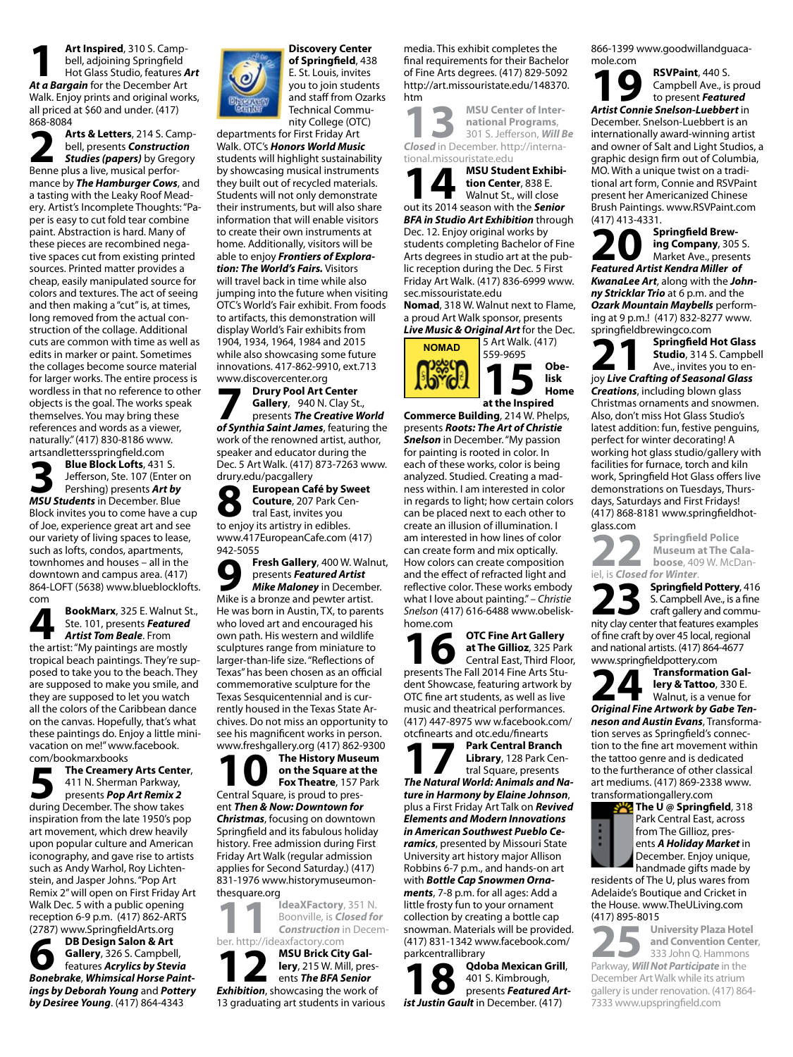**1** **Art Inspired**, 310 S. Campbell, adjoining Springfield Hot Glass Studio, features ***Art At a Bargain*** for the December Art Walk. Enjoy prints and original works, all priced at $60 and under. (417) 868-8084

**2** **Arts & Letters**, 214 S. Campbell, presents ***Construction Studies (papers)*** by Gregory Benne plus a live, musical performance by ***The Hamburger Cows***, and a tasting with the Leaky Roof Meadery. Artist's Incomplete Thoughts: "Paper is easy to cut fold tear combine paint. Abstraction is hard. Many of these pieces are recombined negative spaces cut from existing printed sources. Printed matter provides a cheap, easily manipulated source for colors and textures. The act of seeing and then making a "cut" is, at times, long removed from the actual construction of the collage. Additional cuts are common with time as well as edits in marker or paint. Sometimes the collages become source material for larger works. The entire process is wordless in that no reference to other objects is the goal. The works speak themselves. You may bring these references and words as a viewer, naturally." (417) 830-8186 www.artsandlettersspringfield.com

**3** **Blue Block Lofts**, 431 S. Jefferson, Ste. 107 (Enter on Pershing) presents ***Art by MSU Students*** in December. Blue Block invites you to come have a cup of Joe, experience great art and see our variety of living spaces to lease, such as lofts, condos, apartments, townhomes and houses – all in the downtown and campus area. (417) 864-LOFT (5638) www.blueblocklofts.com

**4** **BookMarx**, 325 E. Walnut St., Ste. 101, presents ***Featured Artist Tom Beale***. From the artist: "My paintings are mostly tropical beach paintings. They're supposed to take you to the beach. They are supposed to make you smile, and they are supposed to let you watch all the colors of the Caribbean dance on the canvas. Hopefully, that's what these paintings do. Enjoy a little mini-vacation on me!" www.facebook.com/bookmarxbooks

**5** **The Creamery Arts Center**, 411 N. Sherman Parkway, presents ***Pop Art Remix 2*** during December. The show takes inspiration from the late 1950's pop art movement, which drew heavily upon popular culture and American iconography, and gave rise to artists such as Andy Warhol, Roy Lichtenstein, and Jasper Johns. "Pop Art Remix 2" will open on First Friday Art Walk Dec. 5 with a public opening reception 6-9 p.m. (417) 862-ARTS (2787) www.SpringfieldArts.org

**6** **DB Design Salon & Art Gallery**, 326 S. Campbell, features ***Acrylics by Stevia Bonebrake***, ***Whimsical Horse Paintings by Deborah Young*** and ***Pottery by Desiree Young***. (417) 864-4343

**Discovery Center of Springfield**, 438 E. St. Louis, invites you to join students and staff from Ozarks Technical Community College (OTC) departments for First Friday Art Walk. OTC's ***Honors World Music*** students will highlight sustainability by showcasing musical instruments they built out of recycled materials. Students will not only demonstrate their instruments, but will also share information that will enable visitors to create their own instruments at home. Additionally, visitors will be able to enjoy ***Frontiers of Exploration: The World's Fairs.*** Visitors will travel back in time while also jumping into the future when visiting OTC's World's Fair exhibit. From foods to artifacts, this demonstration will display World's Fair exhibits from 1904, 1934, 1964, 1984 and 2015 while also showcasing some future innovations. 417-862-9910, ext.713 www.discovercenter.org

**7** **Drury Pool Art Center Gallery**, 940 N. Clay St., presents ***The Creative World of Synthia Saint James***, featuring the work of the renowned artist, author, speaker and educator during the Dec. 5 Art Walk. (417) 873-7263 www.drury.edu/pacgallery

**8** **European Café by Sweet Couture**, 207 Park Central East, invites you to enjoy its artistry in edibles. www.417EuropeanCafe.com (417) 942-5055

**9** **Fresh Gallery**, 400 W. Walnut, presents ***Featured Artist Mike Maloney*** in December. Mike is a bronze and pewter artist. He was born in Austin, TX, to parents who loved art and encouraged his own path. His western and wildlife sculptures range from miniature to larger-than-life size. "Reflections of Texas" has been chosen as an official commemorative sculpture for the Texas Sesquicentennial and is currently housed in the Texas State Archives. Do not miss an opportunity to see his magnificent work in person. www.freshgallery.org (417) 862-9300

**10** **The History Museum on the Square at the Fox Theatre**, 157 Park Central Square, is proud to present ***Then & Now: Downtown for Christmas***, focusing on downtown Springfield and its fabulous holiday history. Free admission during First Friday Art Walk (regular admission applies for Second Saturday.) (417) 831-1976 www.historymuseumonthesquare.org

**11** **IdeaXFactory**, 351 N. Boonville, is ***Closed for Construction*** in December. http://ideaxfactory.com

**12** **MSU Brick City Gallery**, 215 W. Mill, presents ***The BFA Senior Exhibition***, showcasing the work of 13 graduating art students in various media. This exhibit completes the final requirements for their Bachelor of Fine Arts degrees. (417) 829-5092 http://art.missouristate.edu/148370.htm

**13** **MSU Center of International Programs**, 301 S. Jefferson, ***Will Be Closed*** in December. http://international.missouristate.edu

**14** **MSU Student Exhibition Center**, 838 E. Walnut St., will close out its 2014 season with the ***Senior BFA in Studio Art Exhibition*** through Dec. 12. Enjoy original works by students completing Bachelor of Fine Arts degrees in studio art at the public reception during the Dec. 5 First Friday Art Walk. (417) 836-6999 www.sec.missouristate.edu

**Nomad**, 318 W. Walnut next to Flame, a proud Art Walk sponsor, presents ***Live Music & Original Art*** for the Dec. 5 Art Walk. (417) 559-9695

**15** **Obelisk Home at the Inspired Commerce Building**, 214 W. Phelps, presents ***Roots: The Art of Christie Snelson*** in December. "My passion for painting is rooted in color. In each of these works, color is being analyzed. Studied. Creating a madness within. I am interested in color in regards to light; how certain colors can be placed next to each other to create an illusion of illumination. I am interested in how lines of color can create form and mix optically. How colors can create composition and the effect of refracted light and reflective color. These works embody what I love about painting." – *Christie Snelson* (417) 616-6488 www.obeliskhome.com

**16** **OTC Fine Art Gallery at The Gillioz**, 325 Park Central East, Third Floor, presents The Fall 2014 Fine Arts Student Showcase, featuring artwork by OTC fine art students, as well as live music and theatrical performances. (417) 447-8975 ww w.facebook.com/otcfinearts and otc.edu/finearts

**17** **Park Central Branch Library**, 128 Park Central Square, presents ***The Natural World: Animals and Nature in Harmony by Elaine Johnson***, plus a First Friday Art Talk on ***Revived Elements and Modern Innovations in American Southwest Pueblo Ceramics***, presented by Missouri State University art history major Allison Robbins 6-7 p.m., and hands-on art with ***Bottle Cap Snowmen Ornaments***, 7-8 p.m. for all ages: Add a little frosty fun to your ornament collection by creating a bottle cap snowman. Materials will be provided. (417) 831-1342 www.facebook.com/parkcentrallibrary

**18** **Qdoba Mexican Grill**, 401 S. Kimbrough, presents ***Featured Artist Justin Gault*** in December. (417) 866-1399 www.goodwillandguacamole.com

**19** **RSVPaint**, 440 S. Campbell Ave., is proud to present ***Featured Artist Connie Snelson-Luebbert*** in December. Snelson-Luebbert is an internationally award-winning artist and owner of Salt and Light Studios, a graphic design firm out of Columbia, MO. With a unique twist on a traditional art form, Connie and RSVPaint present her Americanized Chinese Brush Paintings. www.RSVPaint.com (417) 413-4331.

**20** **Springfield Brewing Company**, 305 S. Market Ave., presents ***Featured Artist Kendra Miller of KwanaLee Art***, along with the ***Johnny Stricklar Trio*** at 6 p.m. and the ***Ozark Mountain Maybells*** performing at 9 p.m.! (417) 832-8277 www.springfieldbrewingco.com

**21** **Springfield Hot Glass Studio**, 314 S. Campbell Ave., invites you to enjoy ***Live Crafting of Seasonal Glass Creations***, including blown glass Christmas ornaments and snowmen. Also, don't miss Hot Glass Studio's latest addition: fun, festive penguins, perfect for winter decorating! A working hot glass studio/gallery with facilities for furnace, torch and kiln work, Springfield Hot Glass offers live demonstrations on Tuesdays, Thursdays, Saturdays and First Fridays! (417) 868-8181 www.springfieldhotglass.com

**22** **Springfield Police Museum at The Calaboose**, 409 W. McDaniel, is ***Closed for Winter***.

**23** **Springfield Pottery**, 416 S. Campbell Ave., is a fine craft gallery and community clay center that features examples of fine craft by over 45 local, regional and national artists. (417) 864-4677 www.springfieldpottery.com

**24** **Transformation Gallery & Tattoo**, 330 E. Walnut, is a venue for ***Original Fine Artwork by Gabe Tenneson and Austin Evans***, Transformation serves as Springfield's connection to the fine art movement within the tattoo genre and is dedicated to the furtherance of other classical art mediums. (417) 869-2338 www.transformationgallery.com

**The U @ Springfield**, 318 Park Central East, across from The Gillioz, presents ***A Holiday Market*** in December. Enjoy unique, handmade gifts made by residents of The U, plus wares from Adelaide's Boutique and Cricket in the House. www.TheULiving.com (417) 895-8015

**25** **University Plaza Hotel and Convention Center**, 333 John Q. Hammons Parkway, ***Will Not Participate*** in the December Art Walk while its atrium gallery is under renovation. (417) 864-7333 www.upspringfield.com